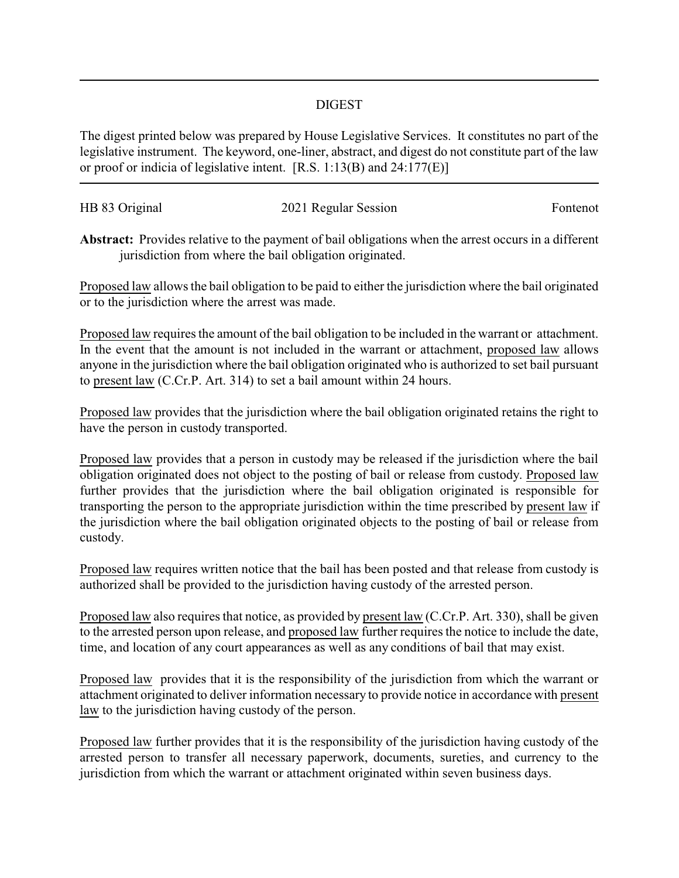## DIGEST

The digest printed below was prepared by House Legislative Services. It constitutes no part of the legislative instrument. The keyword, one-liner, abstract, and digest do not constitute part of the law or proof or indicia of legislative intent. [R.S. 1:13(B) and 24:177(E)]

HB 83 Original | 2021 Regular Session | Fontenot

**Abstract:** Provides relative to the payment of bail obligations when the arrest occurs in a different jurisdiction from where the bail obligation originated.

Proposed law allows the bail obligation to be paid to either the jurisdiction where the bail originated or to the jurisdiction where the arrest was made.

Proposed law requires the amount of the bail obligation to be included in the warrant or attachment. In the event that the amount is not included in the warrant or attachment, proposed law allows anyone in the jurisdiction where the bail obligation originated who is authorized to set bail pursuant to present law (C.Cr.P. Art. 314) to set a bail amount within 24 hours.

Proposed law provides that the jurisdiction where the bail obligation originated retains the right to have the person in custody transported.

Proposed law provides that a person in custody may be released if the jurisdiction where the bail obligation originated does not object to the posting of bail or release from custody. Proposed law further provides that the jurisdiction where the bail obligation originated is responsible for transporting the person to the appropriate jurisdiction within the time prescribed by present law if the jurisdiction where the bail obligation originated objects to the posting of bail or release from custody.

Proposed law requires written notice that the bail has been posted and that release from custody is authorized shall be provided to the jurisdiction having custody of the arrested person.

Proposed law also requires that notice, as provided by present law (C.Cr.P. Art. 330), shall be given to the arrested person upon release, and proposed law further requires the notice to include the date, time, and location of any court appearances as well as any conditions of bail that may exist.

Proposed law provides that it is the responsibility of the jurisdiction from which the warrant or attachment originated to deliver information necessary to provide notice in accordance with present law to the jurisdiction having custody of the person.

Proposed law further provides that it is the responsibility of the jurisdiction having custody of the arrested person to transfer all necessary paperwork, documents, sureties, and currency to the jurisdiction from which the warrant or attachment originated within seven business days.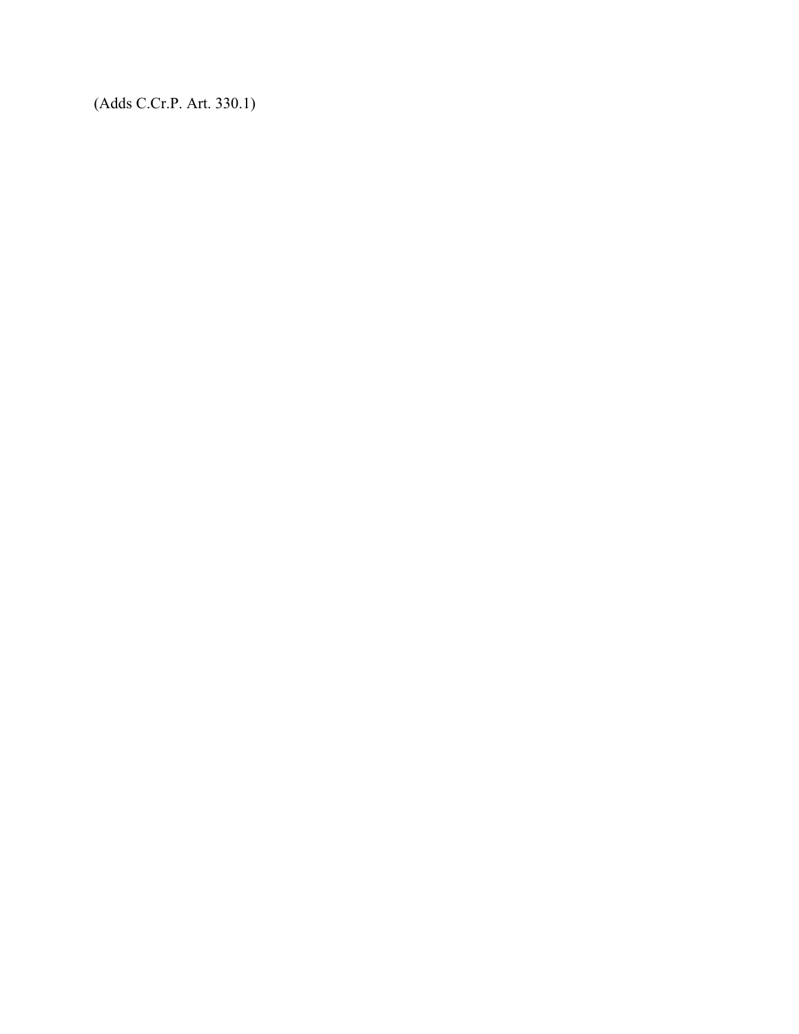(Adds C.Cr.P. Art. 330.1)